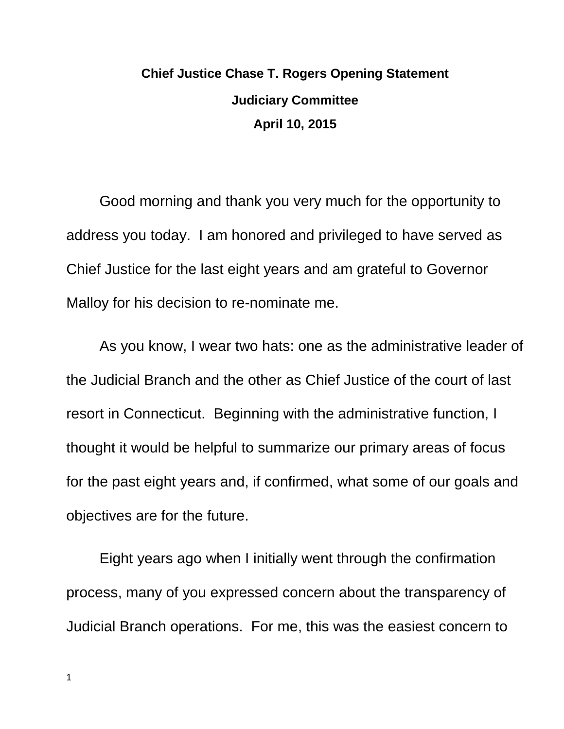**Chief Justice Chase T. Rogers Opening Statement**

**Judiciary Committee**

**April 10, 2015**

Good morning and thank you very much for the opportunity to address you today. I am honored and privileged to have served as Chief Justice for the last eight years and am grateful to Governor Malloy for his decision to re-nominate me.

As you know, I wear two hats: one as the administrative leader of the Judicial Branch and the other as Chief Justice of the court of last resort in Connecticut. Beginning with the administrative function, I thought it would be helpful to summarize our primary areas of focus for the past eight years and, if confirmed, what some of our goals and objectives are for the future.

Eight years ago when I initially went through the confirmation process, many of you expressed concern about the transparency of Judicial Branch operations. For me, this was the easiest concern to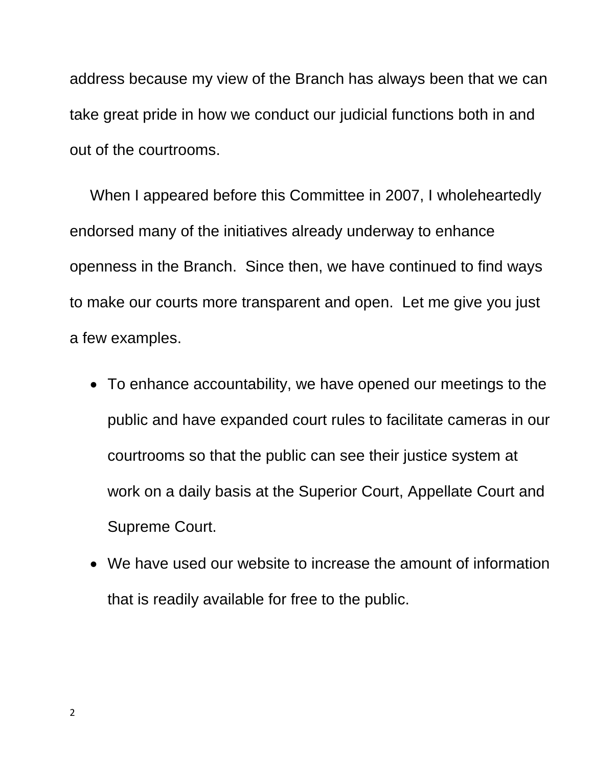address because my view of the Branch has always been that we can take great pride in how we conduct our judicial functions both in and out of the courtrooms.

When I appeared before this Committee in 2007, I wholeheartedly endorsed many of the initiatives already underway to enhance openness in the Branch. Since then, we have continued to find ways to make our courts more transparent and open. Let me give you just a few examples.

- To enhance accountability, we have opened our meetings to the public and have expanded court rules to facilitate cameras in our courtrooms so that the public can see their justice system at work on a daily basis at the Superior Court, Appellate Court and Supreme Court.
- We have used our website to increase the amount of information that is readily available for free to the public.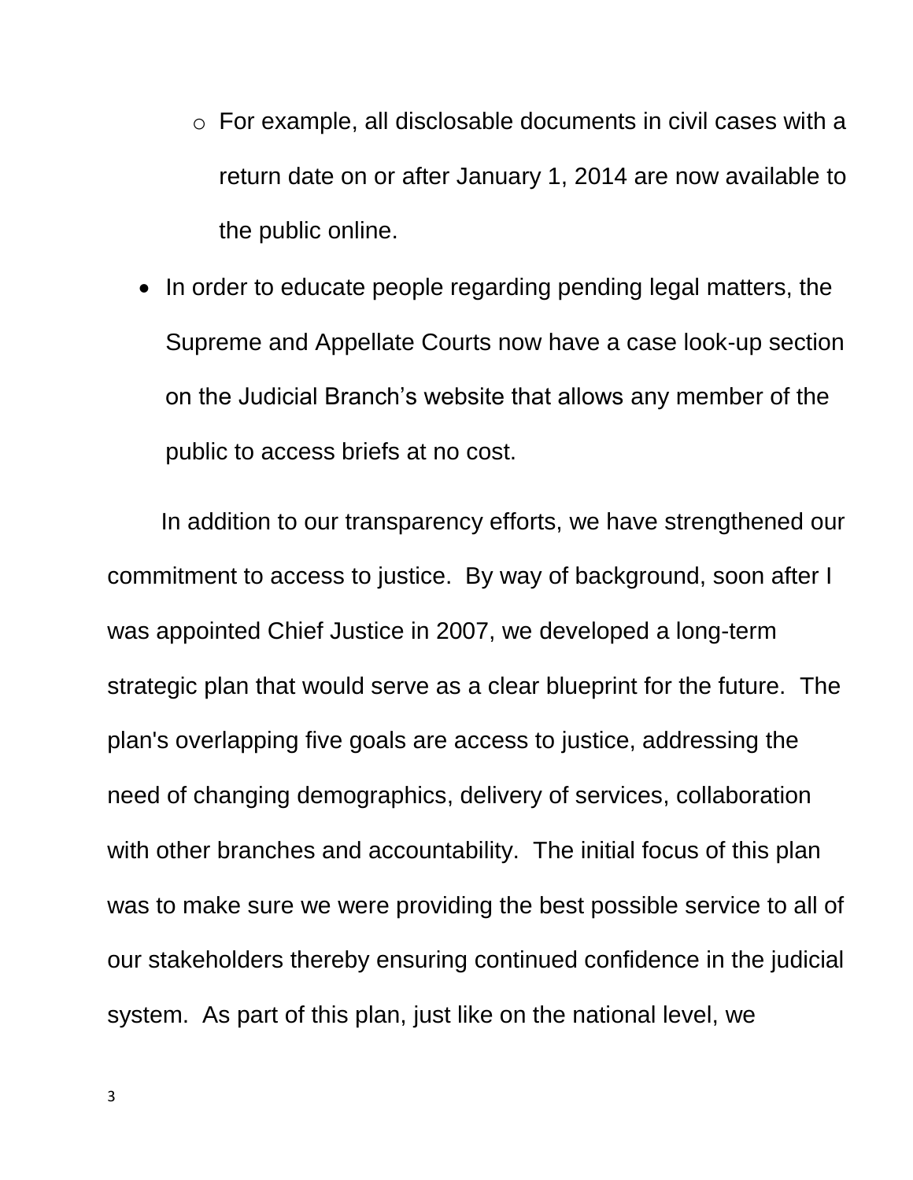- For example, all disclosable documents in civil cases with a return date on or after January 1, 2014 are now available to the public online.

- In order to educate people regarding pending legal matters, the Supreme and Appellate Courts now have a case look-up section on the Judicial Branch's website that allows any member of the public to access briefs at no cost.

In addition to our transparency efforts, we have strengthened our commitment to access to justice. By way of background, soon after I was appointed Chief Justice in 2007, we developed a long-term strategic plan that would serve as a clear blueprint for the future. The plan's overlapping five goals are access to justice, addressing the need of changing demographics, delivery of services, collaboration with other branches and accountability. The initial focus of this plan was to make sure we were providing the best possible service to all of our stakeholders thereby ensuring continued confidence in the judicial system. As part of this plan, just like on the national level, we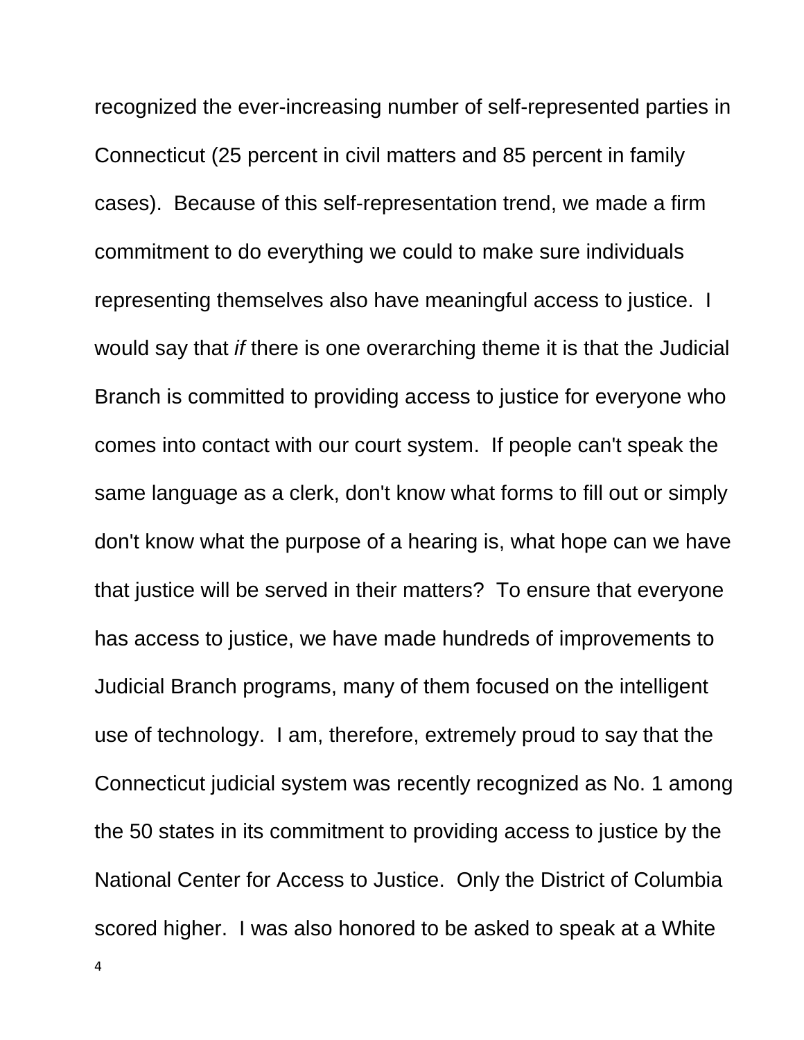recognized the ever-increasing number of self-represented parties in Connecticut (25 percent in civil matters and 85 percent in family cases). Because of this self-representation trend, we made a firm commitment to do everything we could to make sure individuals representing themselves also have meaningful access to justice. I would say that *if* there is one overarching theme it is that the Judicial Branch is committed to providing access to justice for everyone who comes into contact with our court system. If people can't speak the same language as a clerk, don't know what forms to fill out or simply don't know what the purpose of a hearing is, what hope can we have that justice will be served in their matters? To ensure that everyone has access to justice, we have made hundreds of improvements to Judicial Branch programs, many of them focused on the intelligent use of technology. I am, therefore, extremely proud to say that the Connecticut judicial system was recently recognized as No. 1 among the 50 states in its commitment to providing access to justice by the National Center for Access to Justice. Only the District of Columbia scored higher. I was also honored to be asked to speak at a White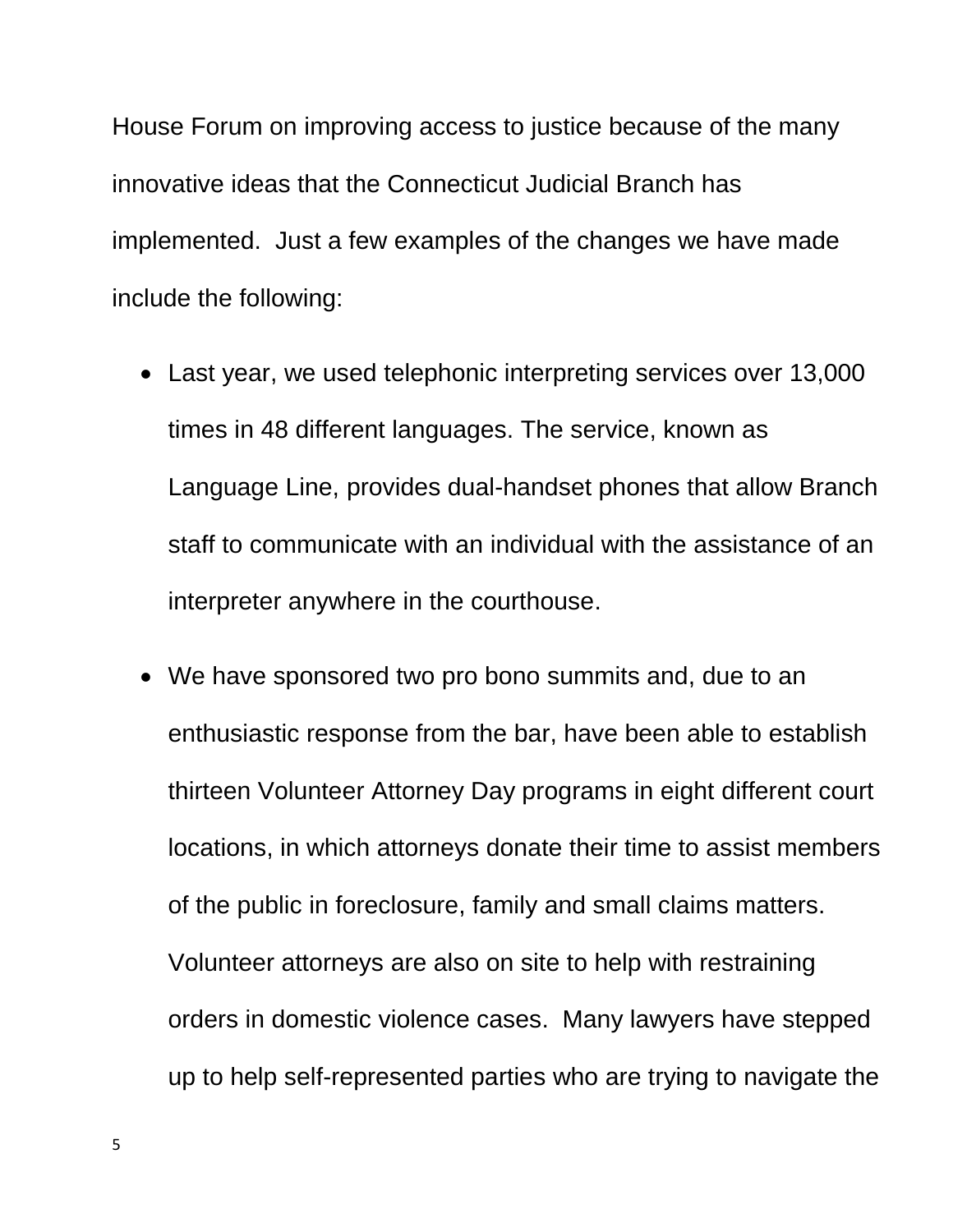House Forum on improving access to justice because of the many innovative ideas that the Connecticut Judicial Branch has implemented. Just a few examples of the changes we have made include the following:

- Last year, we used telephonic interpreting services over 13,000 times in 48 different languages. The service, known as Language Line, provides dual-handset phones that allow Branch staff to communicate with an individual with the assistance of an interpreter anywhere in the courthouse.
- We have sponsored two pro bono summits and, due to an enthusiastic response from the bar, have been able to establish thirteen Volunteer Attorney Day programs in eight different court locations, in which attorneys donate their time to assist members of the public in foreclosure, family and small claims matters. Volunteer attorneys are also on site to help with restraining orders in domestic violence cases. Many lawyers have stepped up to help self-represented parties who are trying to navigate the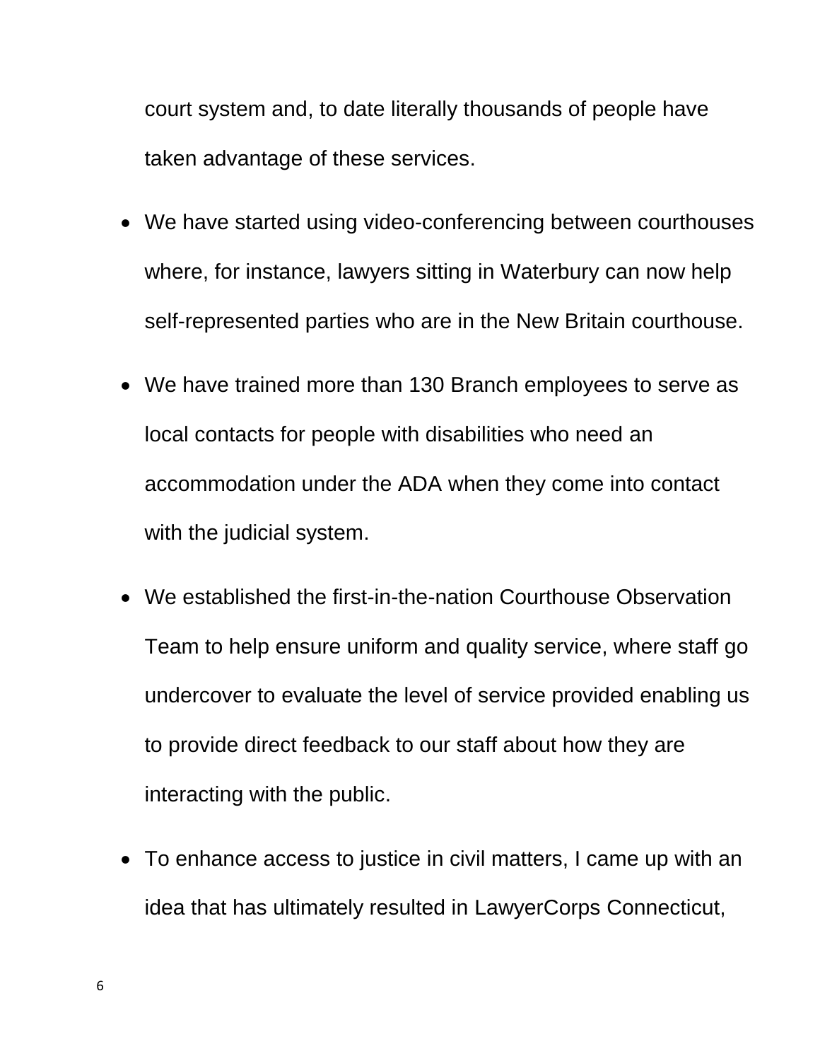court system and, to date literally thousands of people have taken advantage of these services.

- We have started using video-conferencing between courthouses where, for instance, lawyers sitting in Waterbury can now help self-represented parties who are in the New Britain courthouse.
- We have trained more than 130 Branch employees to serve as local contacts for people with disabilities who need an accommodation under the ADA when they come into contact with the judicial system.
- We established the first-in-the-nation Courthouse Observation Team to help ensure uniform and quality service, where staff go undercover to evaluate the level of service provided enabling us to provide direct feedback to our staff about how they are interacting with the public.
- To enhance access to justice in civil matters, I came up with an idea that has ultimately resulted in LawyerCorps Connecticut,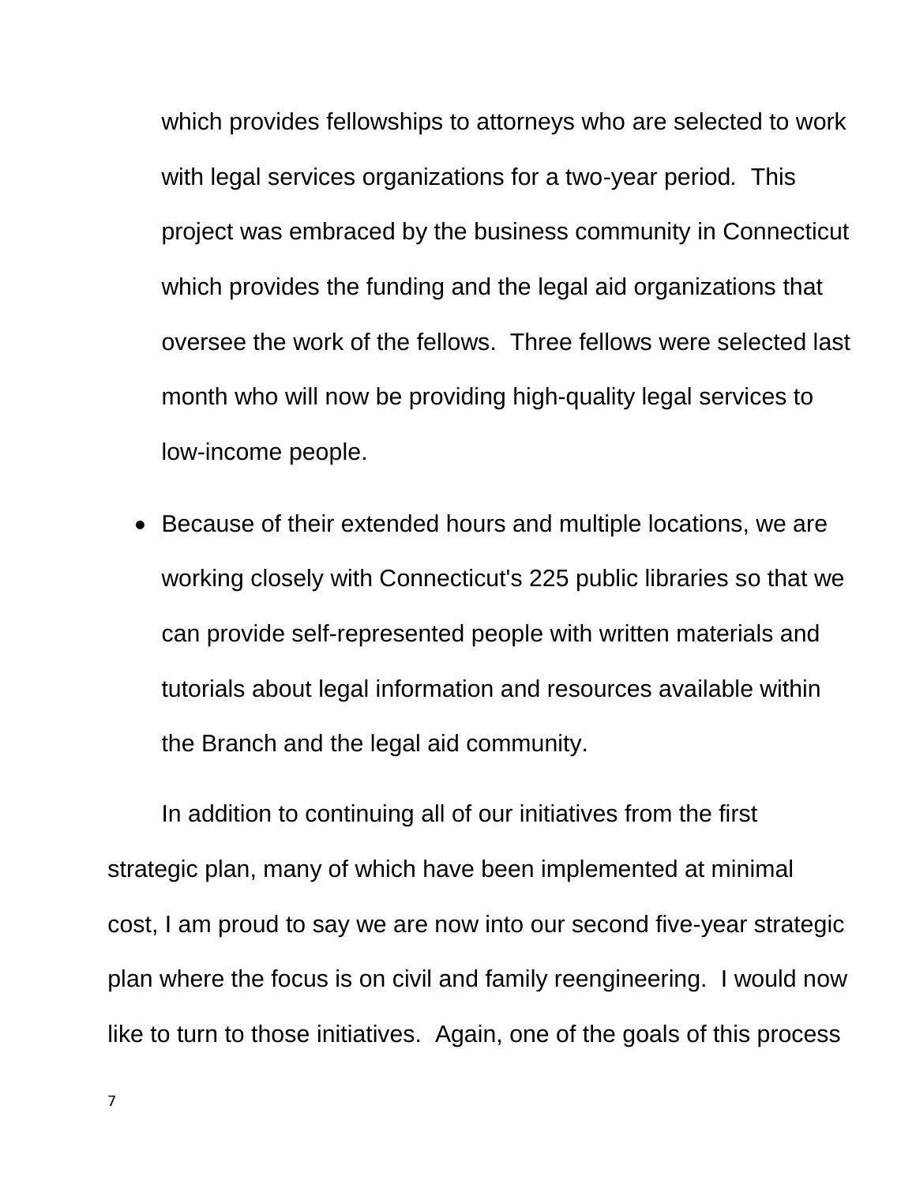which provides fellowships to attorneys who are selected to work with legal services organizations for a two-year period. This project was embraced by the business community in Connecticut which provides the funding and the legal aid organizations that oversee the work of the fellows. Three fellows were selected last month who will now be providing high-quality legal services to low-income people.

- Because of their extended hours and multiple locations, we are working closely with Connecticut's 225 public libraries so that we can provide self-represented people with written materials and tutorials about legal information and resources available within the Branch and the legal aid community.

In addition to continuing all of our initiatives from the first strategic plan, many of which have been implemented at minimal cost, I am proud to say we are now into our second five-year strategic plan where the focus is on civil and family reengineering. I would now like to turn to those initiatives. Again, one of the goals of this process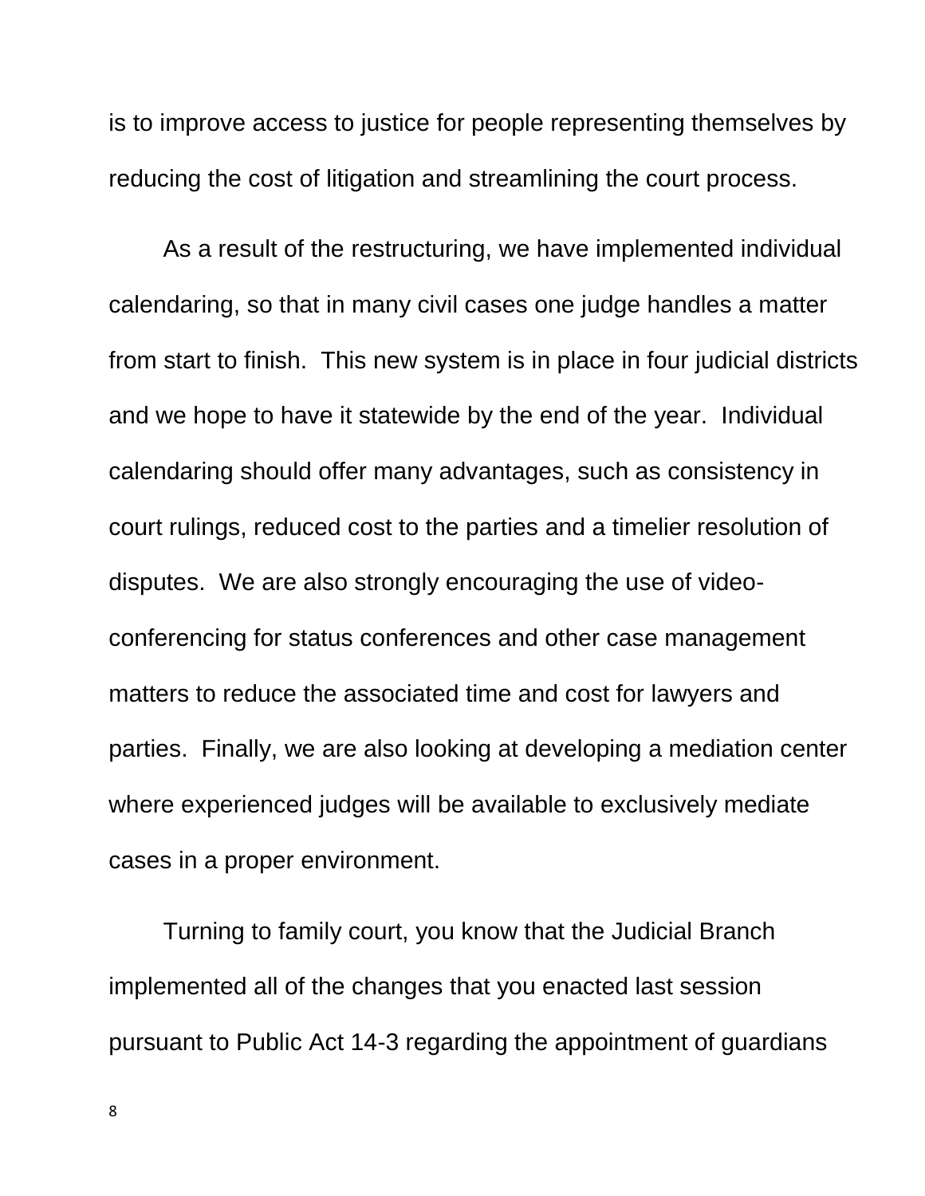is to improve access to justice for people representing themselves by reducing the cost of litigation and streamlining the court process.

As a result of the restructuring, we have implemented individual calendaring, so that in many civil cases one judge handles a matter from start to finish. This new system is in place in four judicial districts and we hope to have it statewide by the end of the year. Individual calendaring should offer many advantages, such as consistency in court rulings, reduced cost to the parties and a timelier resolution of disputes. We are also strongly encouraging the use of video-conferencing for status conferences and other case management matters to reduce the associated time and cost for lawyers and parties. Finally, we are also looking at developing a mediation center where experienced judges will be available to exclusively mediate cases in a proper environment.

Turning to family court, you know that the Judicial Branch implemented all of the changes that you enacted last session pursuant to Public Act 14-3 regarding the appointment of guardians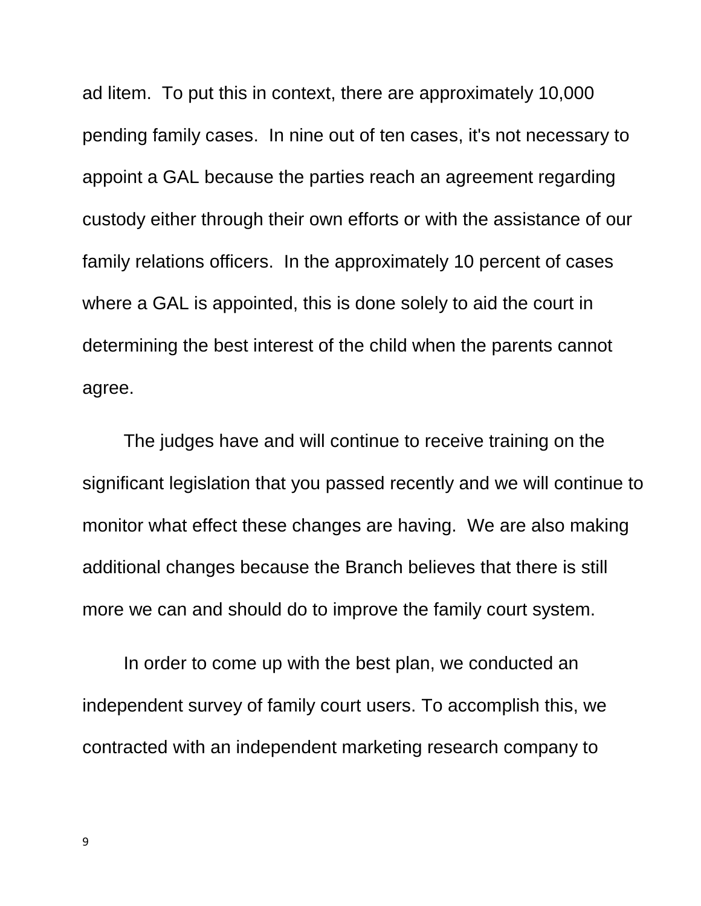ad litem. To put this in context, there are approximately 10,000 pending family cases. In nine out of ten cases, it's not necessary to appoint a GAL because the parties reach an agreement regarding custody either through their own efforts or with the assistance of our family relations officers. In the approximately 10 percent of cases where a GAL is appointed, this is done solely to aid the court in determining the best interest of the child when the parents cannot agree.

The judges have and will continue to receive training on the significant legislation that you passed recently and we will continue to monitor what effect these changes are having. We are also making additional changes because the Branch believes that there is still more we can and should do to improve the family court system.

In order to come up with the best plan, we conducted an independent survey of family court users. To accomplish this, we contracted with an independent marketing research company to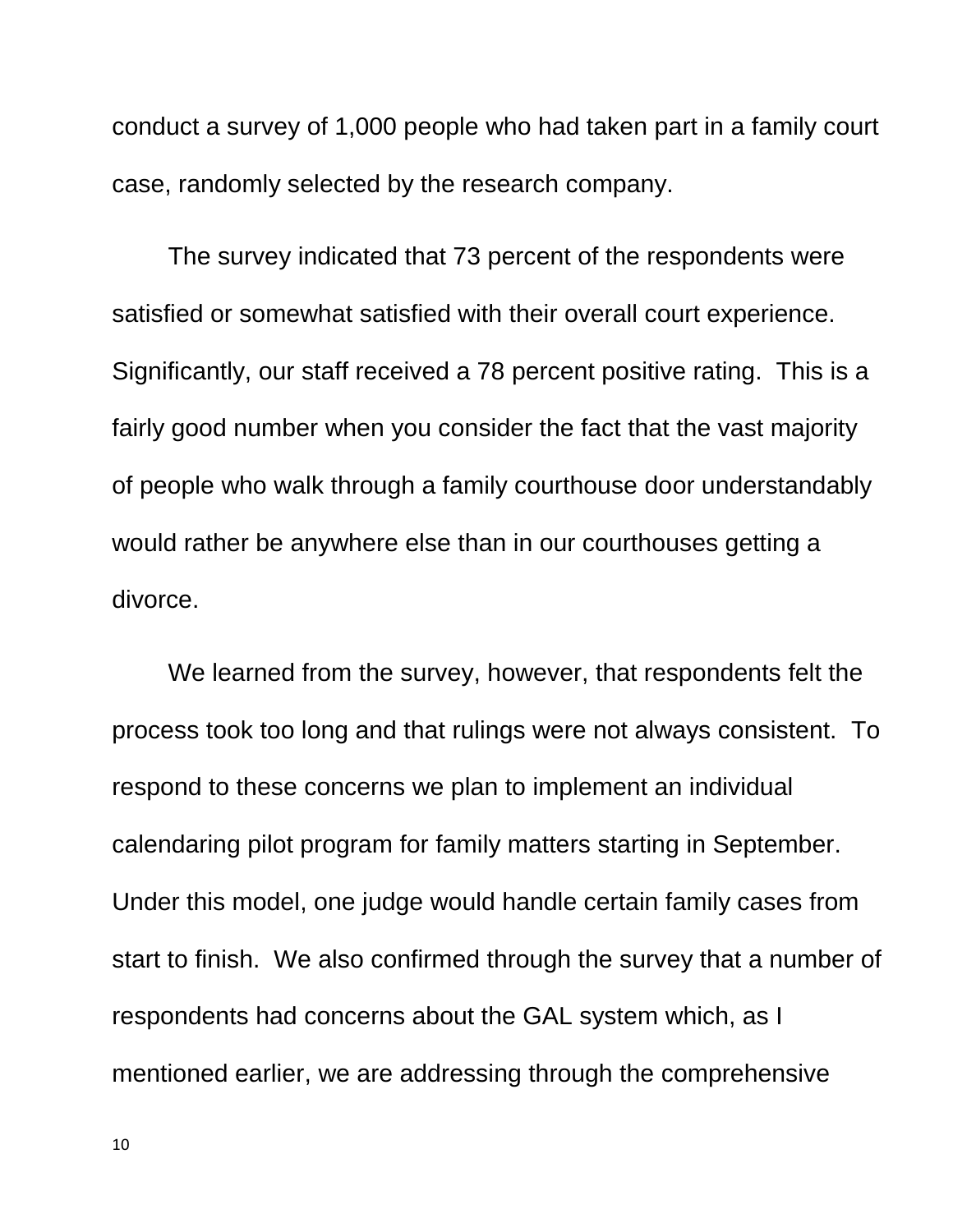conduct a survey of 1,000 people who had taken part in a family court case, randomly selected by the research company.

The survey indicated that 73 percent of the respondents were satisfied or somewhat satisfied with their overall court experience. Significantly, our staff received a 78 percent positive rating. This is a fairly good number when you consider the fact that the vast majority of people who walk through a family courthouse door understandably would rather be anywhere else than in our courthouses getting a divorce.

We learned from the survey, however, that respondents felt the process took too long and that rulings were not always consistent. To respond to these concerns we plan to implement an individual calendaring pilot program for family matters starting in September. Under this model, one judge would handle certain family cases from start to finish. We also confirmed through the survey that a number of respondents had concerns about the GAL system which, as I mentioned earlier, we are addressing through the comprehensive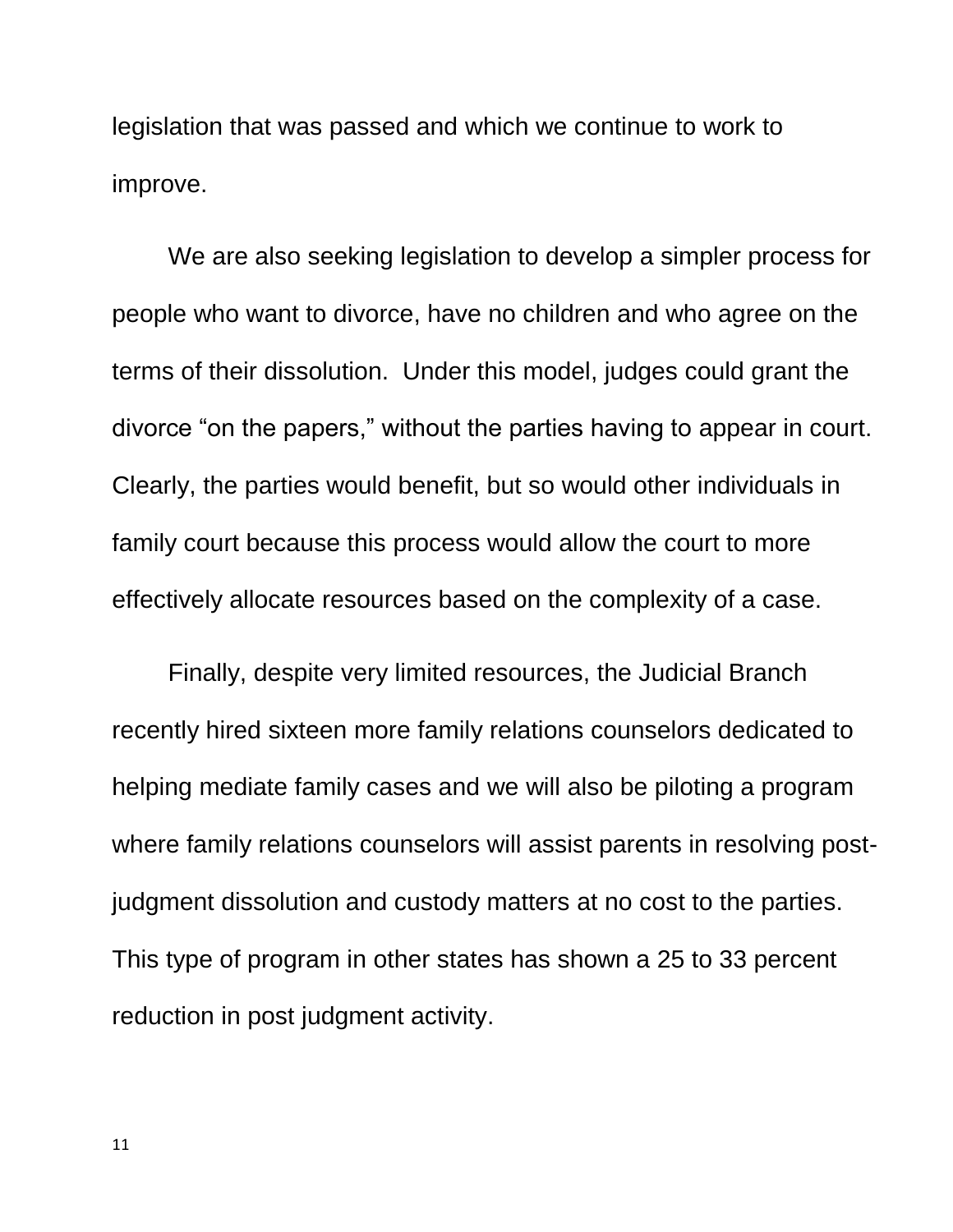legislation that was passed and which we continue to work to improve.

We are also seeking legislation to develop a simpler process for people who want to divorce, have no children and who agree on the terms of their dissolution. Under this model, judges could grant the divorce "on the papers," without the parties having to appear in court. Clearly, the parties would benefit, but so would other individuals in family court because this process would allow the court to more effectively allocate resources based on the complexity of a case.

Finally, despite very limited resources, the Judicial Branch recently hired sixteen more family relations counselors dedicated to helping mediate family cases and we will also be piloting a program where family relations counselors will assist parents in resolving post-judgment dissolution and custody matters at no cost to the parties. This type of program in other states has shown a 25 to 33 percent reduction in post judgment activity.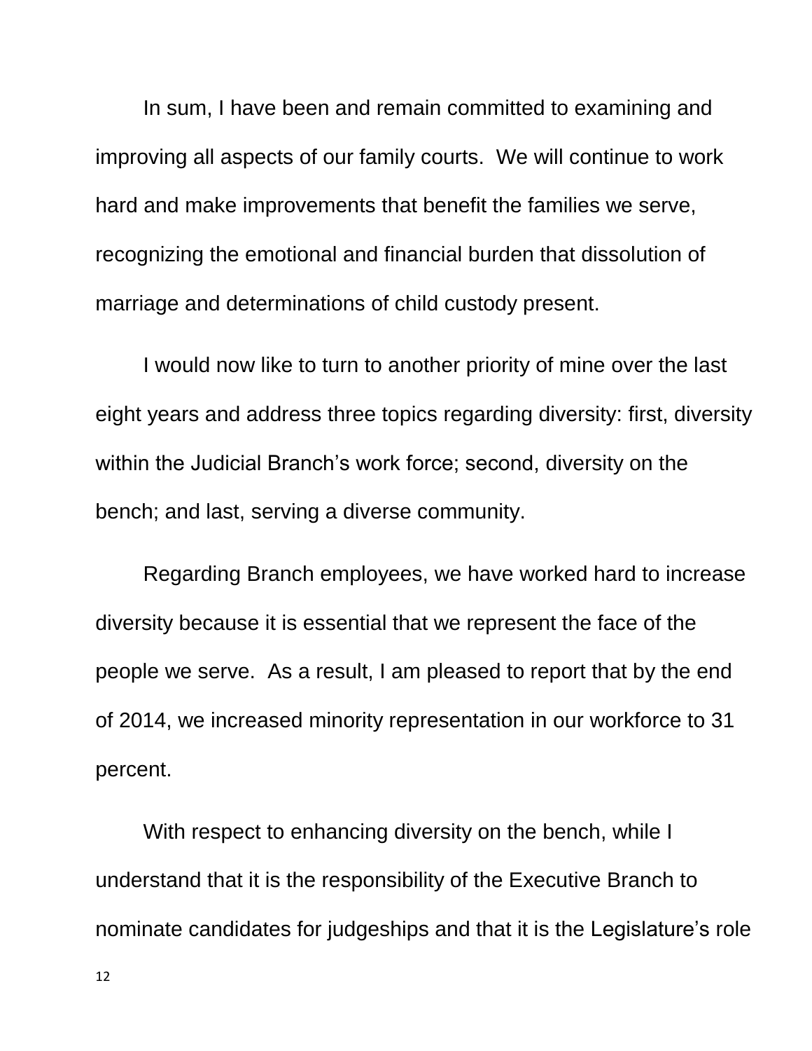In sum, I have been and remain committed to examining and improving all aspects of our family courts. We will continue to work hard and make improvements that benefit the families we serve, recognizing the emotional and financial burden that dissolution of marriage and determinations of child custody present.

I would now like to turn to another priority of mine over the last eight years and address three topics regarding diversity: first, diversity within the Judicial Branch's work force; second, diversity on the bench; and last, serving a diverse community.

Regarding Branch employees, we have worked hard to increase diversity because it is essential that we represent the face of the people we serve. As a result, I am pleased to report that by the end of 2014, we increased minority representation in our workforce to 31 percent.

With respect to enhancing diversity on the bench, while I understand that it is the responsibility of the Executive Branch to nominate candidates for judgeships and that it is the Legislature's role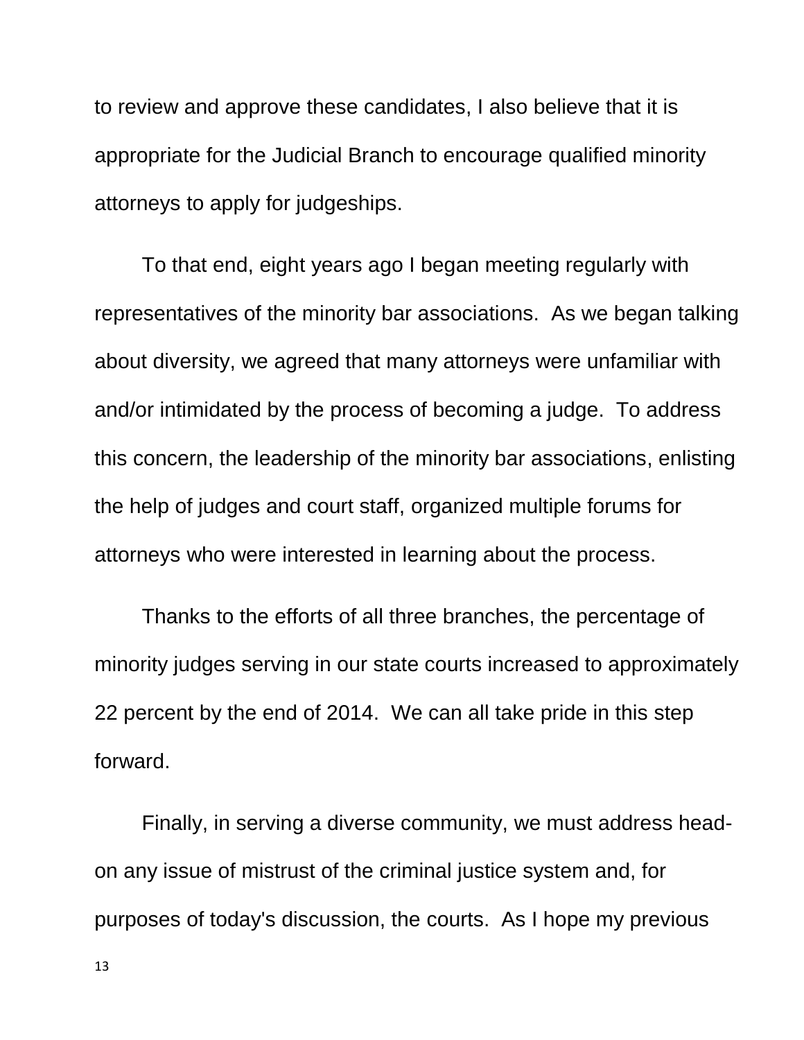to review and approve these candidates, I also believe that it is appropriate for the Judicial Branch to encourage qualified minority attorneys to apply for judgeships.

To that end, eight years ago I began meeting regularly with representatives of the minority bar associations. As we began talking about diversity, we agreed that many attorneys were unfamiliar with and/or intimidated by the process of becoming a judge. To address this concern, the leadership of the minority bar associations, enlisting the help of judges and court staff, organized multiple forums for attorneys who were interested in learning about the process.

Thanks to the efforts of all three branches, the percentage of minority judges serving in our state courts increased to approximately 22 percent by the end of 2014. We can all take pride in this step forward.

Finally, in serving a diverse community, we must address head-on any issue of mistrust of the criminal justice system and, for purposes of today's discussion, the courts. As I hope my previous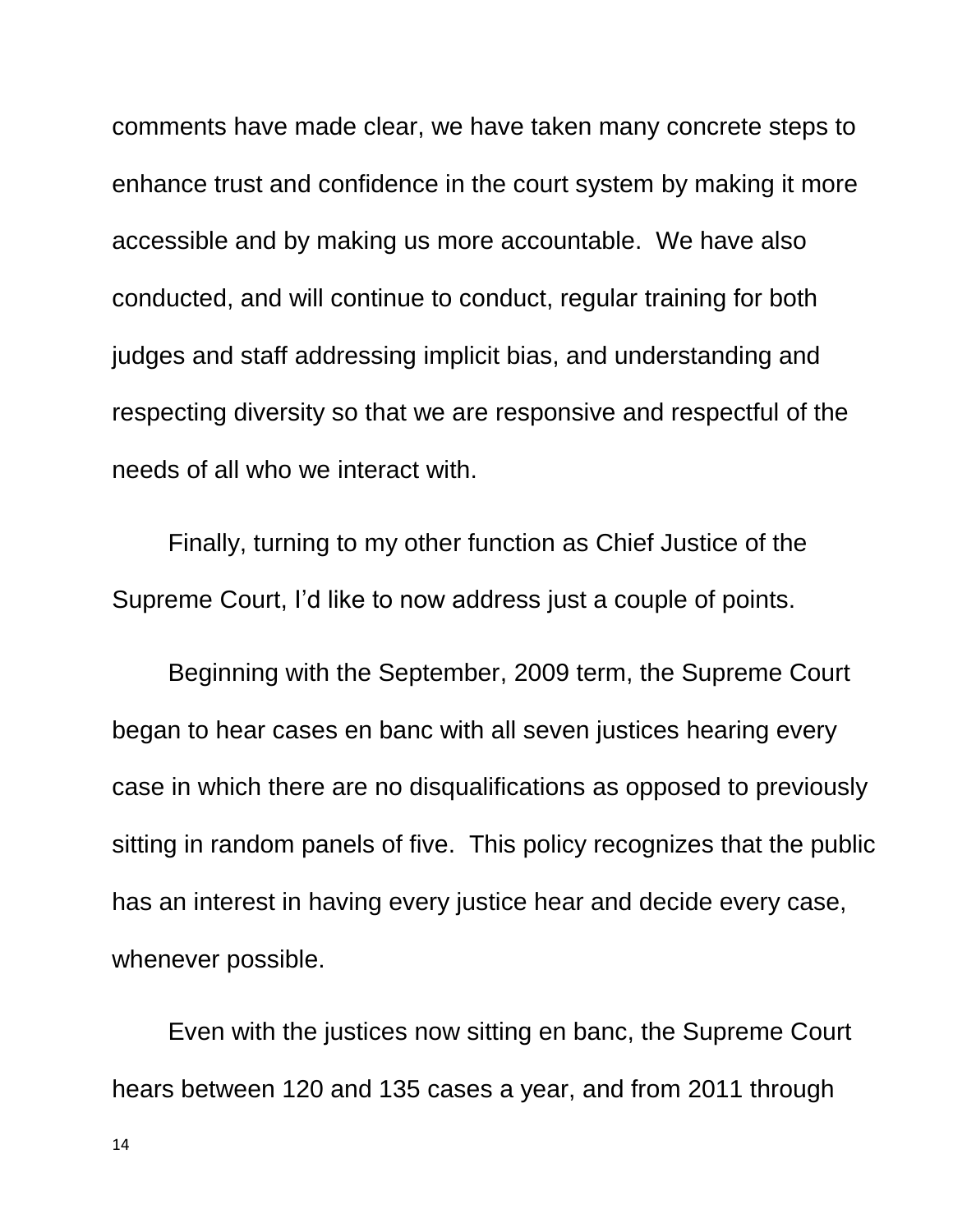comments have made clear, we have taken many concrete steps to enhance trust and confidence in the court system by making it more accessible and by making us more accountable. We have also conducted, and will continue to conduct, regular training for both judges and staff addressing implicit bias, and understanding and respecting diversity so that we are responsive and respectful of the needs of all who we interact with.

Finally, turning to my other function as Chief Justice of the Supreme Court, I'd like to now address just a couple of points.

Beginning with the September, 2009 term, the Supreme Court began to hear cases en banc with all seven justices hearing every case in which there are no disqualifications as opposed to previously sitting in random panels of five. This policy recognizes that the public has an interest in having every justice hear and decide every case, whenever possible.

Even with the justices now sitting en banc, the Supreme Court hears between 120 and 135 cases a year, and from 2011 through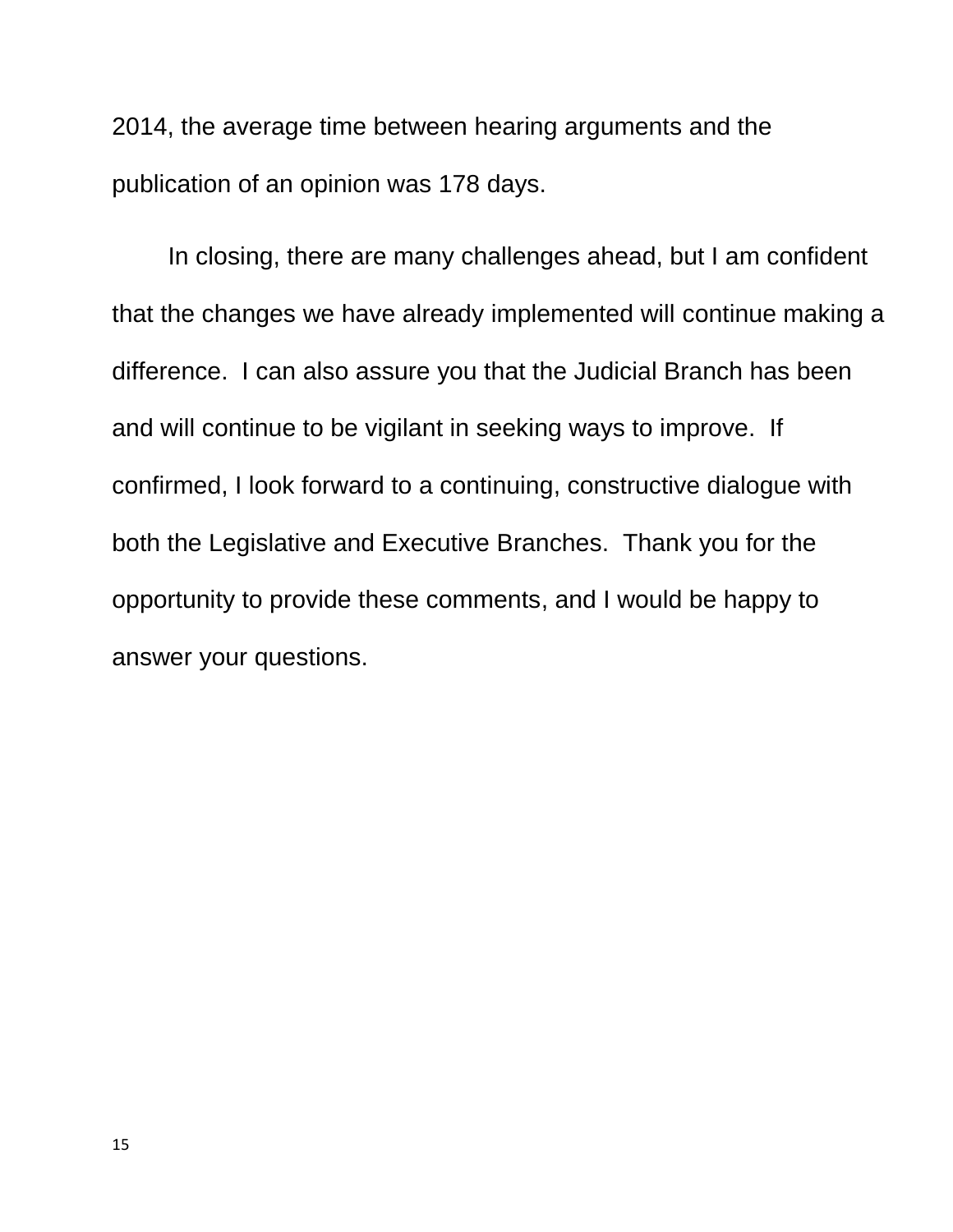2014, the average time between hearing arguments and the publication of an opinion was 178 days.

In closing, there are many challenges ahead, but I am confident that the changes we have already implemented will continue making a difference. I can also assure you that the Judicial Branch has been and will continue to be vigilant in seeking ways to improve. If confirmed, I look forward to a continuing, constructive dialogue with both the Legislative and Executive Branches. Thank you for the opportunity to provide these comments, and I would be happy to answer your questions.